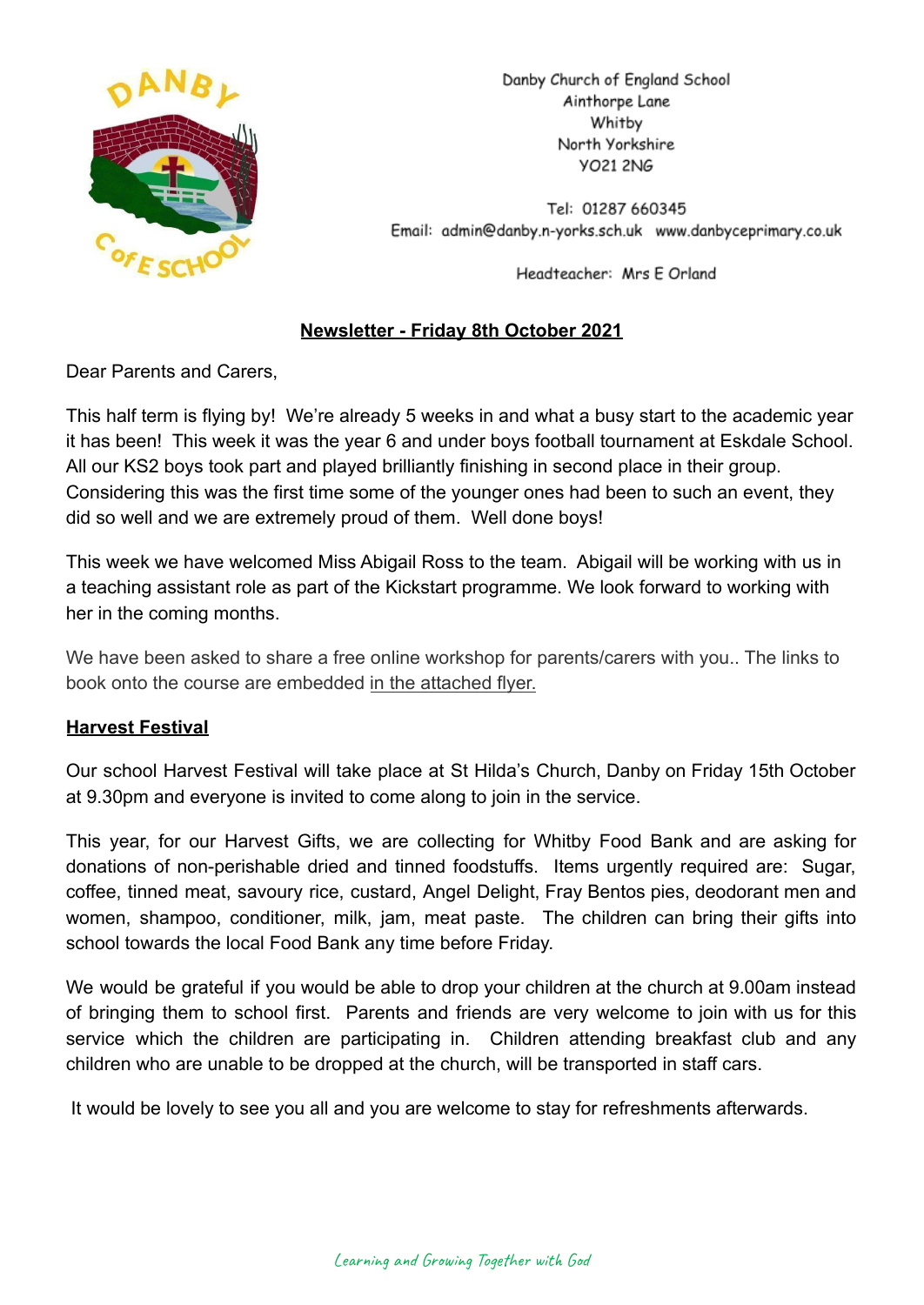Danby Church of England School
Ainthorpe Lane
Whitby
North Yorkshire
YO21 2NG

Tel: 01287 660345
Email: admin@danby.n-yorks.sch.uk www.danbyceprimary.co.uk

Headteacher: Mrs E Orland

**Newsletter - Friday 8th October 2021**

Dear Parents and Carers,

This half term is flying by! We're already 5 weeks in and what a busy start to the academic year it has been! This week it was the year 6 and under boys football tournament at Eskdale School. All our KS2 boys took part and played brilliantly finishing in second place in their group. Considering this was the first time some of the younger ones had been to such an event, they did so well and we are extremely proud of them. Well done boys!

This week we have welcomed Miss Abigail Ross to the team. Abigail will be working with us in a teaching assistant role as part of the Kickstart programme. We look forward to working with her in the coming months.

We have been asked to share a free online workshop for parents/carers with you.. The links to book onto the course are embedded in the attached flyer.

## Harvest Festival

Our school Harvest Festival will take place at St Hilda's Church, Danby on Friday 15th October at 9.30pm and everyone is invited to come along to join in the service.

This year, for our Harvest Gifts, we are collecting for Whitby Food Bank and are asking for donations of non-perishable dried and tinned foodstuffs. Items urgently required are: Sugar, coffee, tinned meat, savoury rice, custard, Angel Delight, Fray Bentos pies, deodorant men and women, shampoo, conditioner, milk, jam, meat paste. The children can bring their gifts into school towards the local Food Bank any time before Friday.

We would be grateful if you would be able to drop your children at the church at 9.00am instead of bringing them to school first. Parents and friends are very welcome to join with us for this service which the children are participating in. Children attending breakfast club and any children who are unable to be dropped at the church, will be transported in staff cars.

It would be lovely to see you all and you are welcome to stay for refreshments afterwards.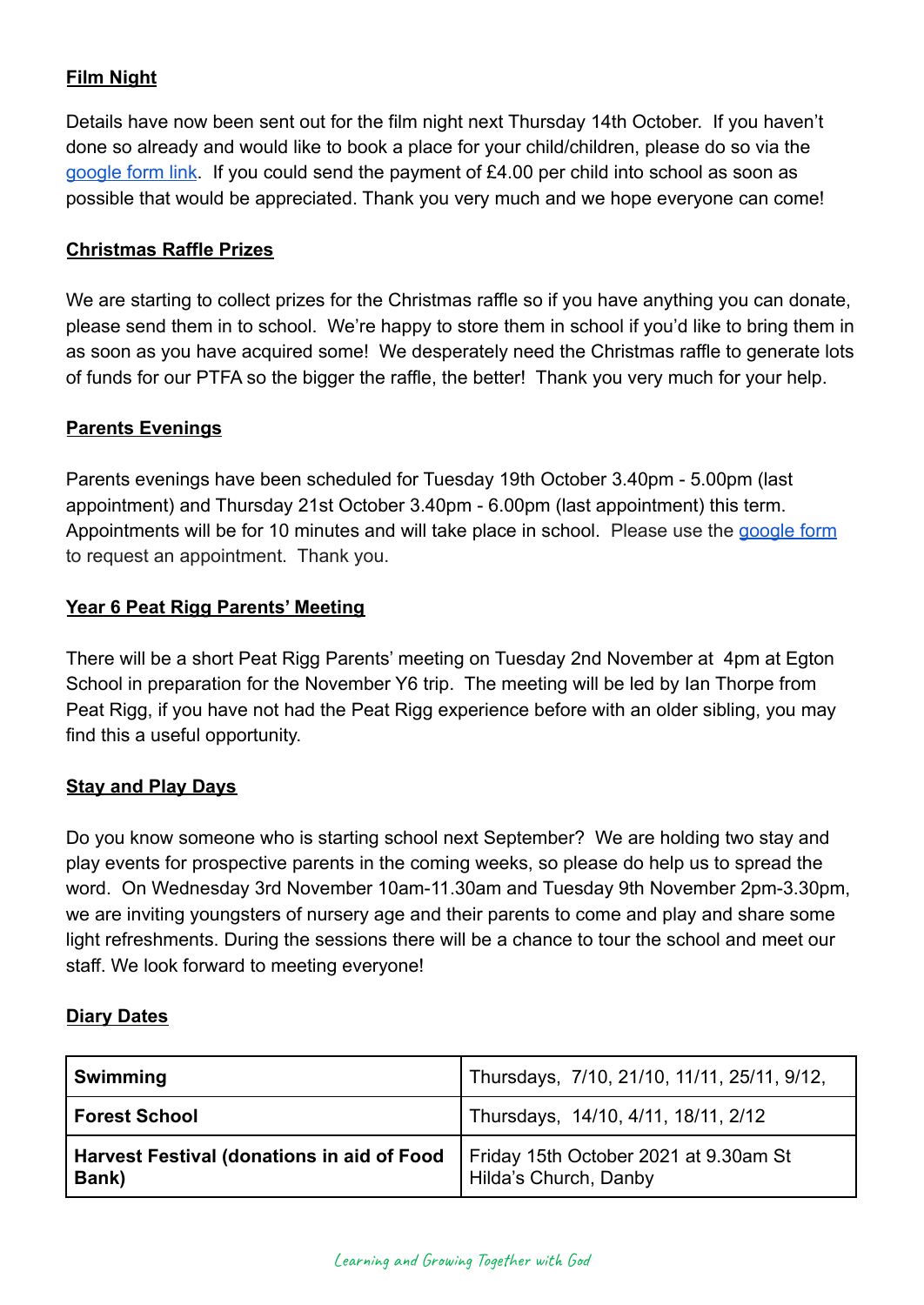## Film Night

Details have now been sent out for the film night next Thursday 14th October. If you haven't done so already and would like to book a place for your child/children, please do so via the google form link. If you could send the payment of £4.00 per child into school as soon as possible that would be appreciated. Thank you very much and we hope everyone can come!

## Christmas Raffle Prizes

We are starting to collect prizes for the Christmas raffle so if you have anything you can donate, please send them in to school. We're happy to store them in school if you'd like to bring them in as soon as you have acquired some! We desperately need the Christmas raffle to generate lots of funds for our PTFA so the bigger the raffle, the better! Thank you very much for your help.

## Parents Evenings

Parents evenings have been scheduled for Tuesday 19th October 3.40pm - 5.00pm (last appointment) and Thursday 21st October 3.40pm - 6.00pm (last appointment) this term. Appointments will be for 10 minutes and will take place in school. Please use the google form to request an appointment. Thank you.

## Year 6 Peat Rigg Parents' Meeting

There will be a short Peat Rigg Parents' meeting on Tuesday 2nd November at 4pm at Egton School in preparation for the November Y6 trip. The meeting will be led by Ian Thorpe from Peat Rigg, if you have not had the Peat Rigg experience before with an older sibling, you may find this a useful opportunity.

## Stay and Play Days

Do you know someone who is starting school next September? We are holding two stay and play events for prospective parents in the coming weeks, so please do help us to spread the word. On Wednesday 3rd November 10am-11.30am and Tuesday 9th November 2pm-3.30pm, we are inviting youngsters of nursery age and their parents to come and play and share some light refreshments. During the sessions there will be a chance to tour the school and meet our staff. We look forward to meeting everyone!

## Diary Dates

| **Swimming** | Thursdays, 7/10, 21/10, 11/11, 25/11, 9/12, |
|---|---|
| **Forest School** | Thursdays, 14/10, 4/11, 18/11, 2/12 |
| **Harvest Festival (donations in aid of Food Bank)** | Friday 15th October 2021 at 9.30am St Hilda's Church, Danby |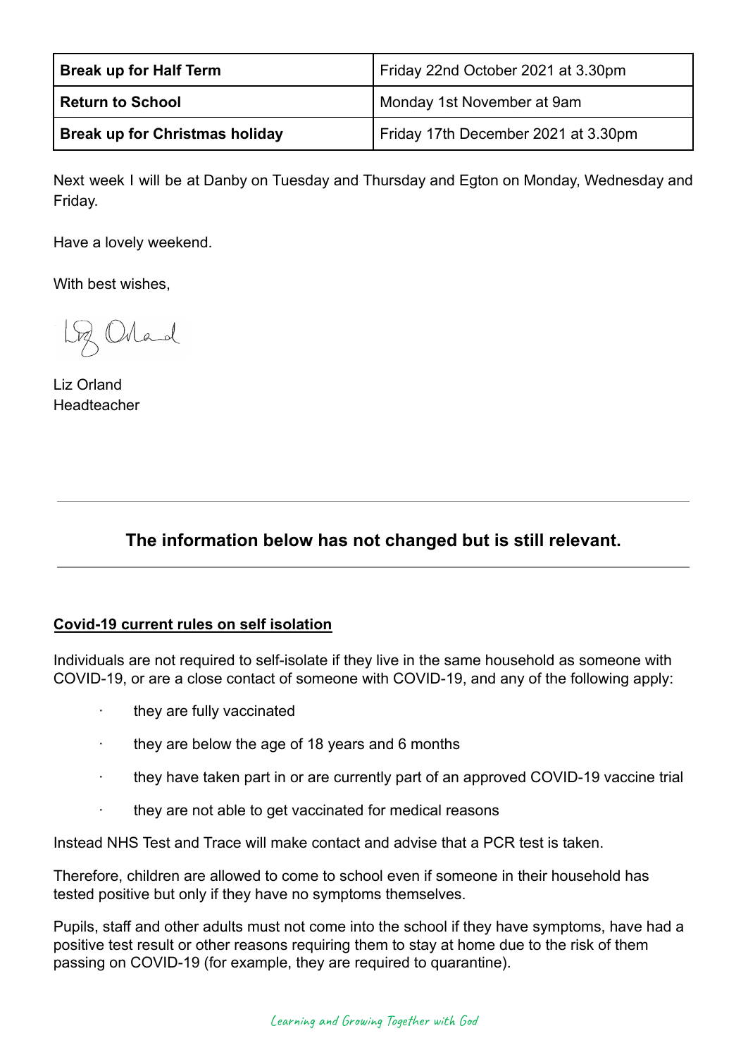| Break up for Half Term | Friday 22nd October 2021 at 3.30pm |
| --- | --- |
| **Return to School** | Monday 1st November at 9am |
| **Break up for Christmas holiday** | Friday 17th December 2021 at 3.30pm |

Next week I will be at Danby on Tuesday and Thursday and Egton on Monday, Wednesday and Friday.

Have a lovely weekend.

With best wishes,

Liz Orland
Headteacher

---

## The information below has not changed but is still relevant.

---

**Covid-19 current rules on self isolation**

Individuals are not required to self-isolate if they live in the same household as someone with COVID-19, or are a close contact of someone with COVID-19, and any of the following apply:

- they are fully vaccinated
- they are below the age of 18 years and 6 months
- they have taken part in or are currently part of an approved COVID-19 vaccine trial
- they are not able to get vaccinated for medical reasons

Instead NHS Test and Trace will make contact and advise that a PCR test is taken.

Therefore, children are allowed to come to school even if someone in their household has tested positive but only if they have no symptoms themselves.

Pupils, staff and other adults must not come into the school if they have symptoms, have had a positive test result or other reasons requiring them to stay at home due to the risk of them passing on COVID-19 (for example, they are required to quarantine).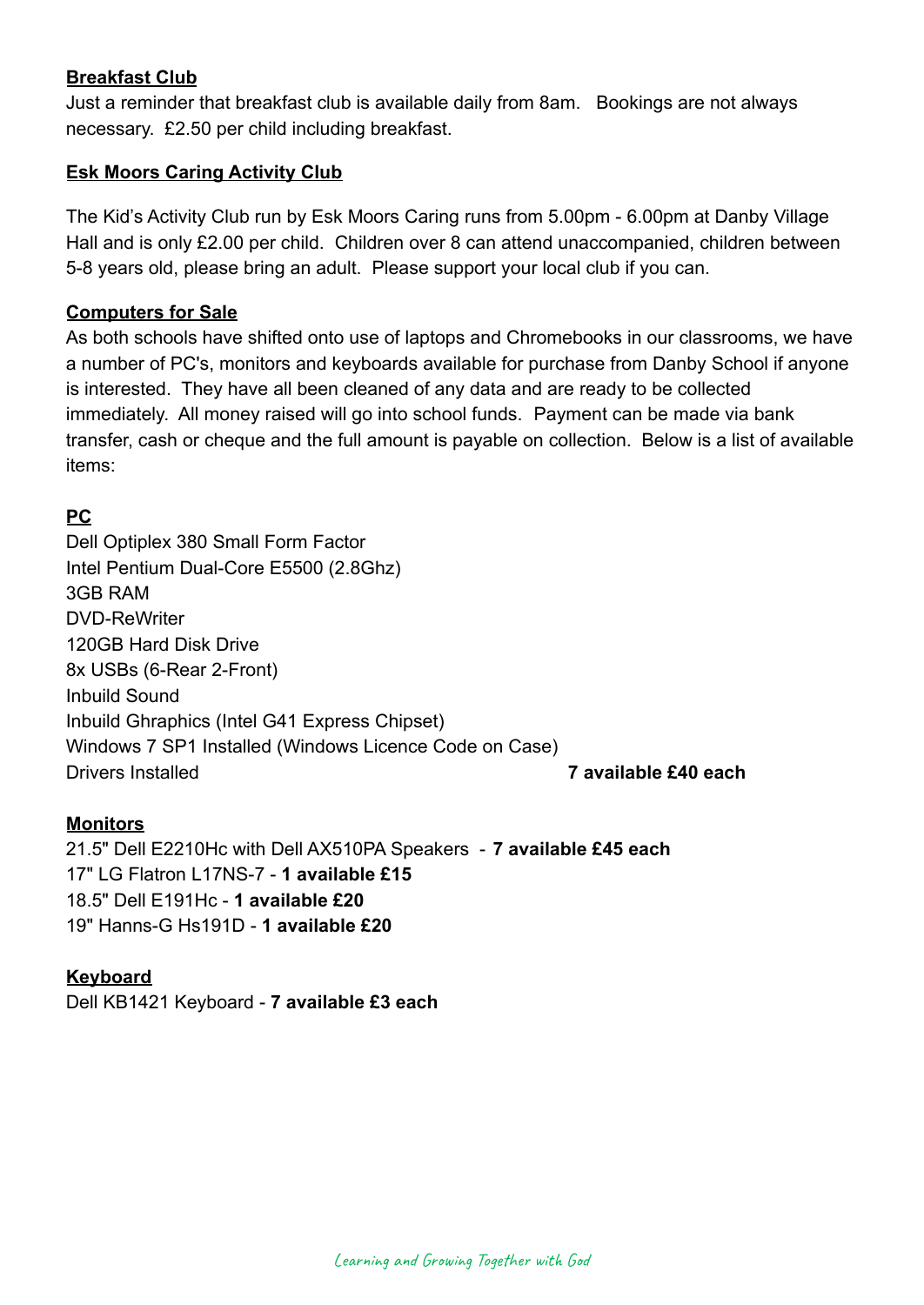**Breakfast Club**

Just a reminder that breakfast club is available daily from 8am. Bookings are not always necessary. £2.50 per child including breakfast.

**Esk Moors Caring Activity Club**

The Kid's Activity Club run by Esk Moors Caring runs from 5.00pm - 6.00pm at Danby Village Hall and is only £2.00 per child. Children over 8 can attend unaccompanied, children between 5-8 years old, please bring an adult. Please support your local club if you can.

**Computers for Sale**

As both schools have shifted onto use of laptops and Chromebooks in our classrooms, we have a number of PC's, monitors and keyboards available for purchase from Danby School if anyone is interested. They have all been cleaned of any data and are ready to be collected immediately. All money raised will go into school funds. Payment can be made via bank transfer, cash or cheque and the full amount is payable on collection. Below is a list of available items:

**PC**

Dell Optiplex 380 Small Form Factor
Intel Pentium Dual-Core E5500 (2.8Ghz)
3GB RAM
DVD-ReWriter
120GB Hard Disk Drive
8x USBs (6-Rear 2-Front)
Inbuild Sound
Inbuild Ghraphics (Intel G41 Express Chipset)
Windows 7 SP1 Installed (Windows Licence Code on Case)
Drivers Installed **7 available £40 each**

**Monitors**

21.5" Dell E2210Hc with Dell AX510PA Speakers - **7 available £45 each**
17" LG Flatron L17NS-7 - **1 available £15**
18.5" Dell E191Hc - **1 available £20**
19" Hanns-G Hs191D - **1 available £20**

**Keyboard**

Dell KB1421 Keyboard - **7 available £3 each**